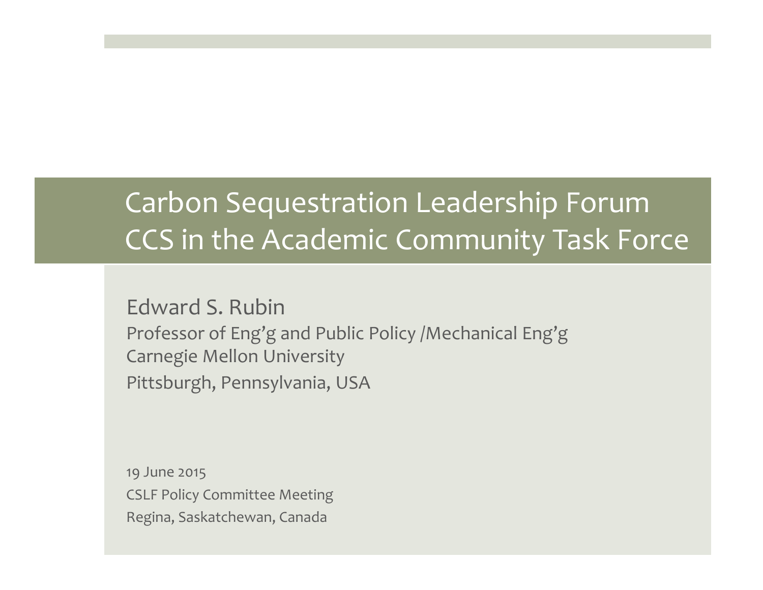# Carbon Sequestration Leadership Forum
# CCS in the Academic Community Task Force

Edward S. Rubin

Professor of Eng'g and Public Policy /Mechanical Eng'g

Carnegie Mellon University

Pittsburgh, Pennsylvania, USA

19 June 2015

CSLF Policy Committee Meeting

Regina, Saskatchewan, Canada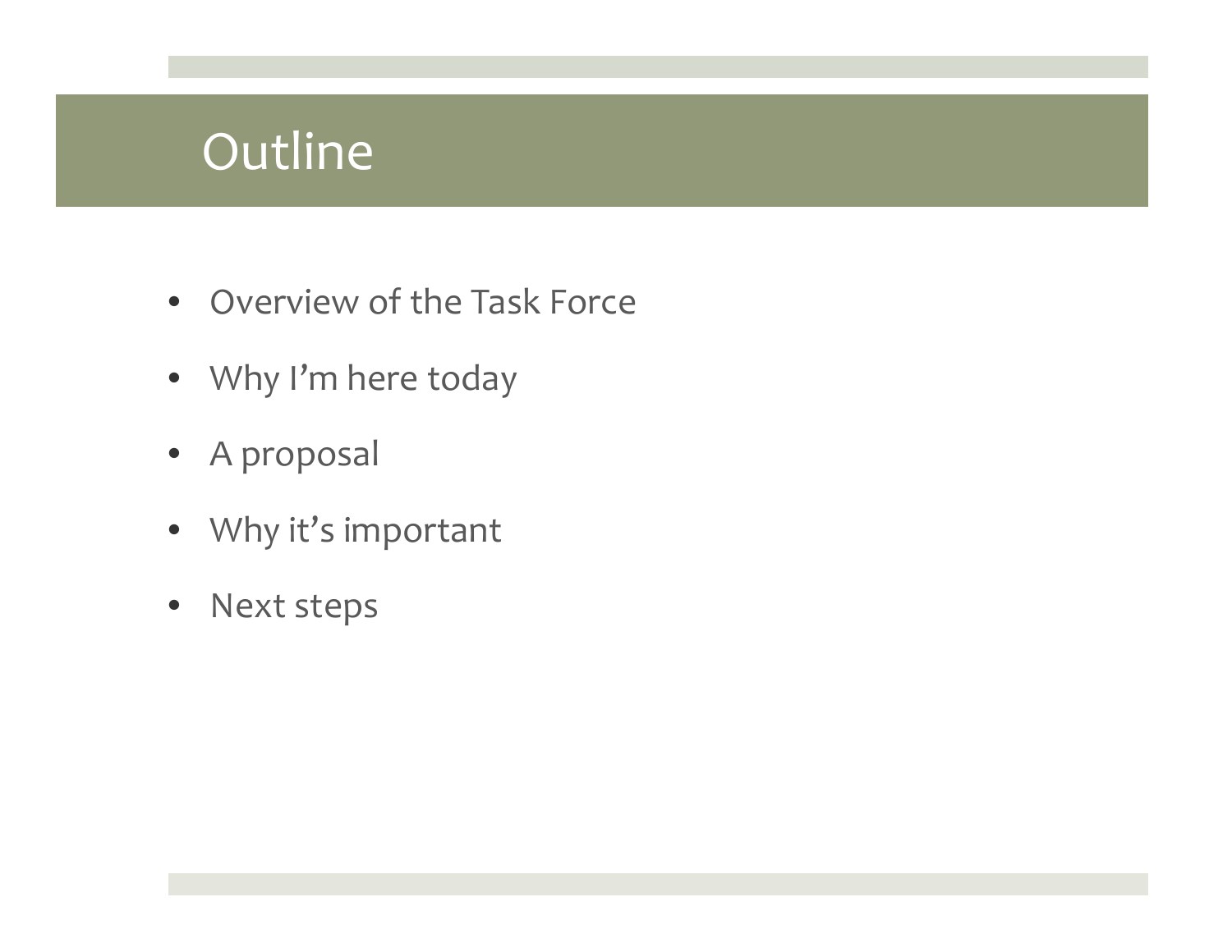# Outline

- Overview of the Task Force
- Why I'm here today
- A proposal
- Why it's important
- Next steps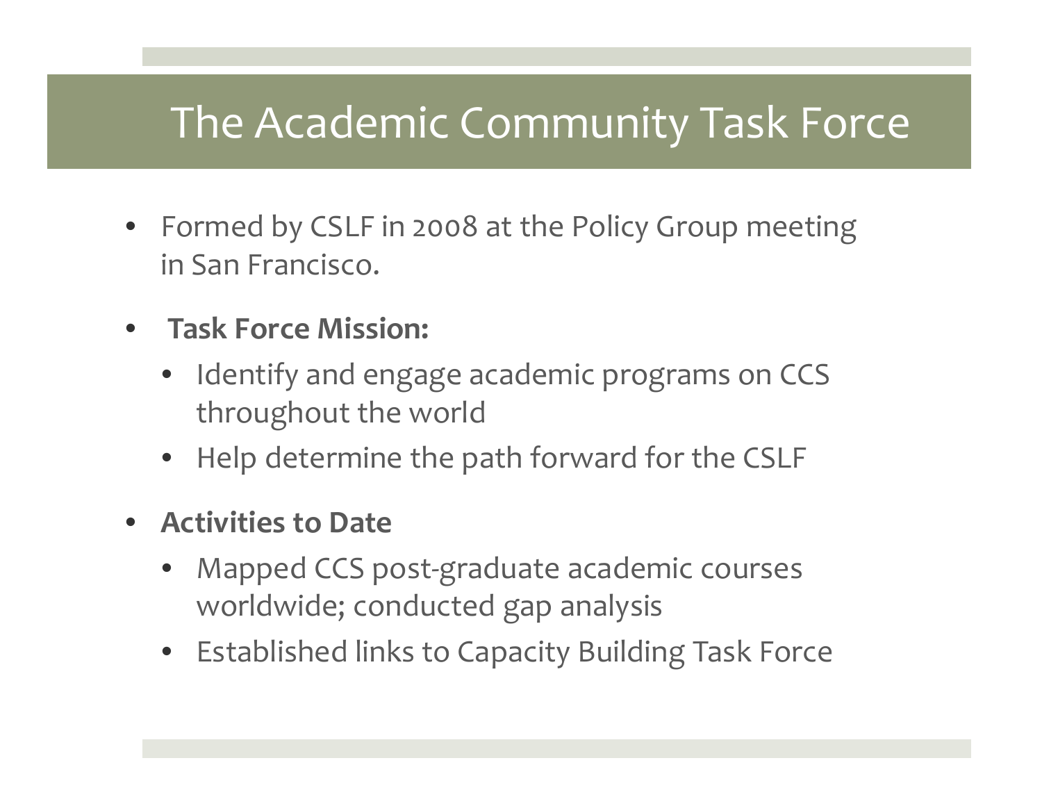# The Academic Community Task Force

- Formed by CSLF in 2008 at the Policy Group meeting in San Francisco.
- **Task Force Mission:**
  - Identify and engage academic programs on CCS throughout the world
  - Help determine the path forward for the CSLF
- **Activities to Date**
  - Mapped CCS post-graduate academic courses worldwide; conducted gap analysis
  - Established links to Capacity Building Task Force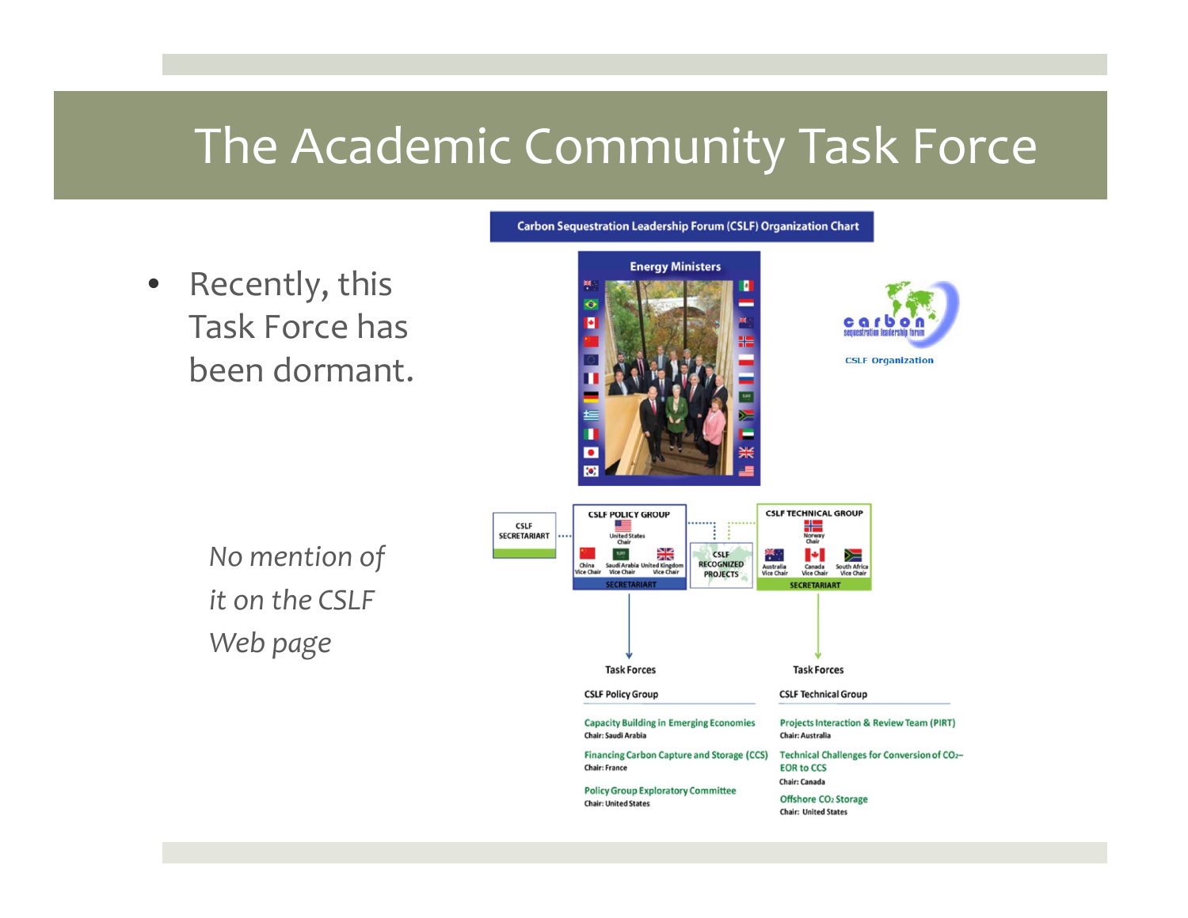# The Academic Community Task Force

- Recently, this Task Force has been dormant.

*No mention of it on the CSLF Web page*

**Carbon Sequestration Leadership Forum (CSLF) Organization Chart**

Energy Ministers

carbon sequestration leadership forum

CSLF Organization

CSLF SECRETARIAT

CSLF POLICY GROUP
United States Chair
China Vice Chair, Saudi Arabia Vice Chair, United Kingdom Vice Chair
SECRETARIAT

CSLF RECOGNIZED PROJECTS

CSLF TECHNICAL GROUP
Norway Chair
Australia Vice Chair, Canada Vice Chair, South Africa Vice Chair
SECRETARIAT

Task Forces

**CSLF Policy Group**

- Capacity Building in Emerging Economies
  Chair: Saudi Arabia
- Financing Carbon Capture and Storage (CCS)
  Chair: France
- Policy Group Exploratory Committee
  Chair: United States

Task Forces

**CSLF Technical Group**

- Projects Interaction & Review Team (PIRT)
  Chair: Australia
- Technical Challenges for Conversion of $CO_2$–EOR to CCS
  Chair: Canada
- Offshore $CO_2$ Storage
  Chair: United States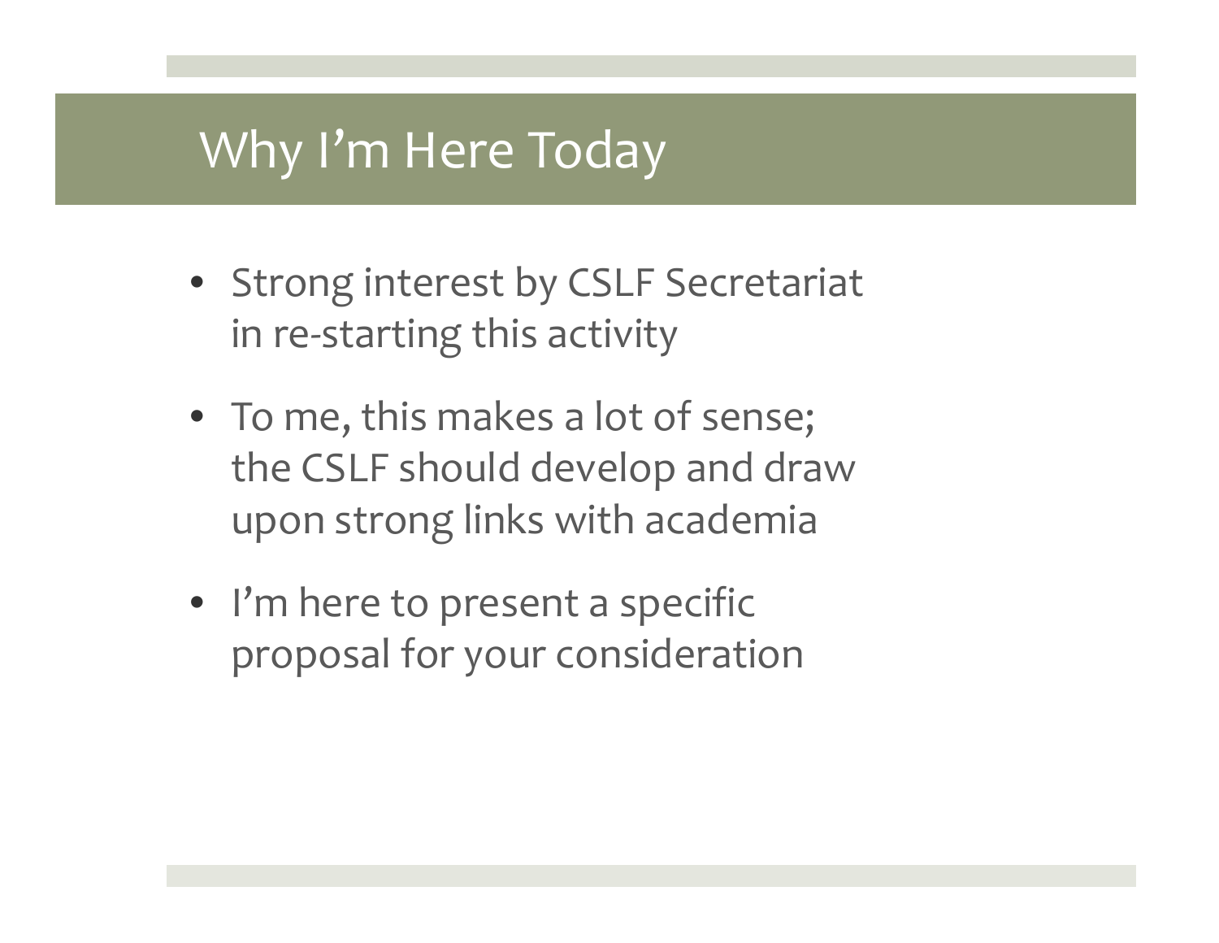# Why I'm Here Today

- Strong interest by CSLF Secretariat in re-starting this activity
- To me, this makes a lot of sense; the CSLF should develop and draw upon strong links with academia
- I'm here to present a specific proposal for your consideration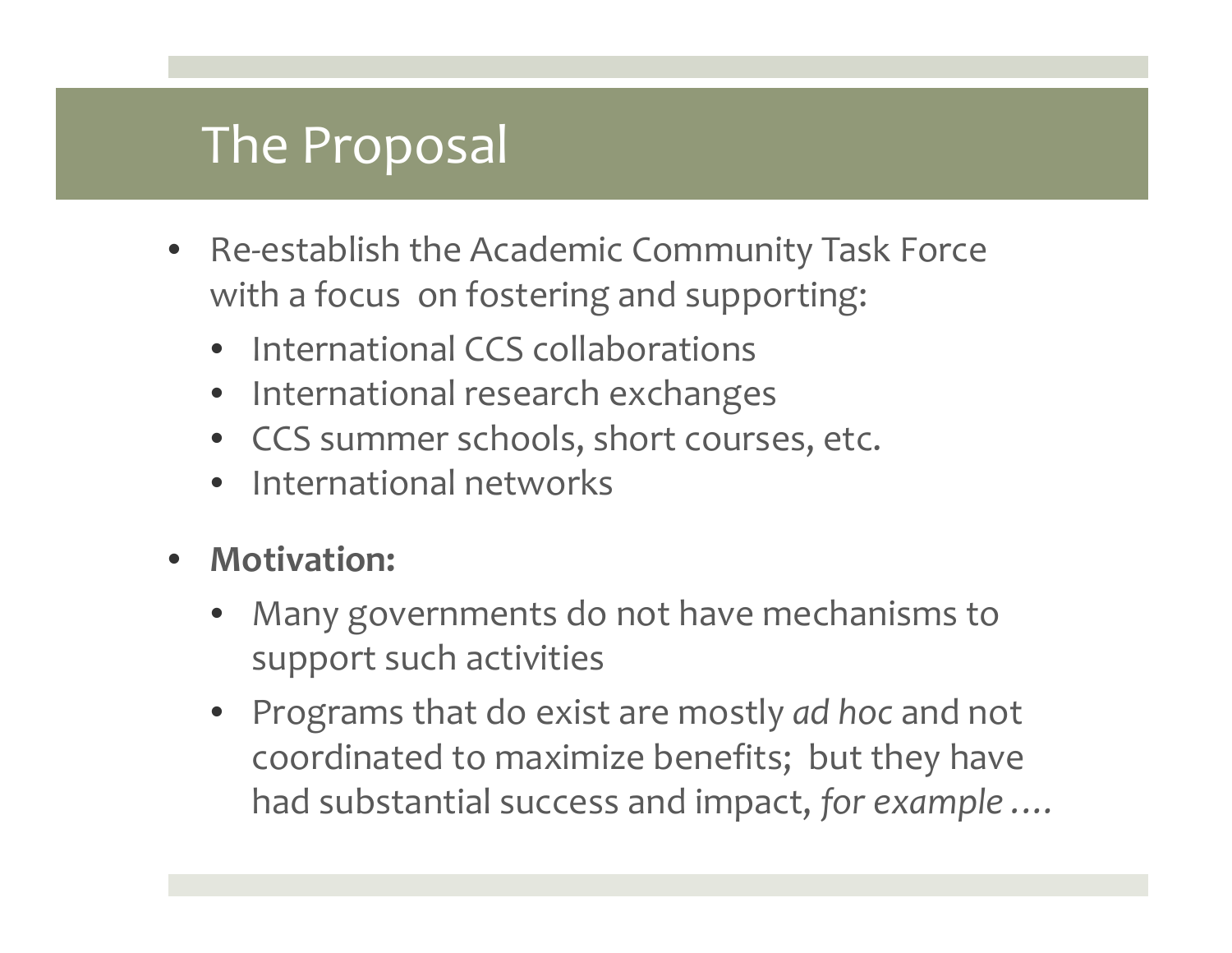# The Proposal

- Re-establish the Academic Community Task Force with a focus on fostering and supporting:
  - International CCS collaborations
  - International research exchanges
  - CCS summer schools, short courses, etc.
  - International networks
- **Motivation:**
  - Many governments do not have mechanisms to support such activities
  - Programs that do exist are mostly *ad hoc* and not coordinated to maximize benefits; but they have had substantial success and impact, *for example ….*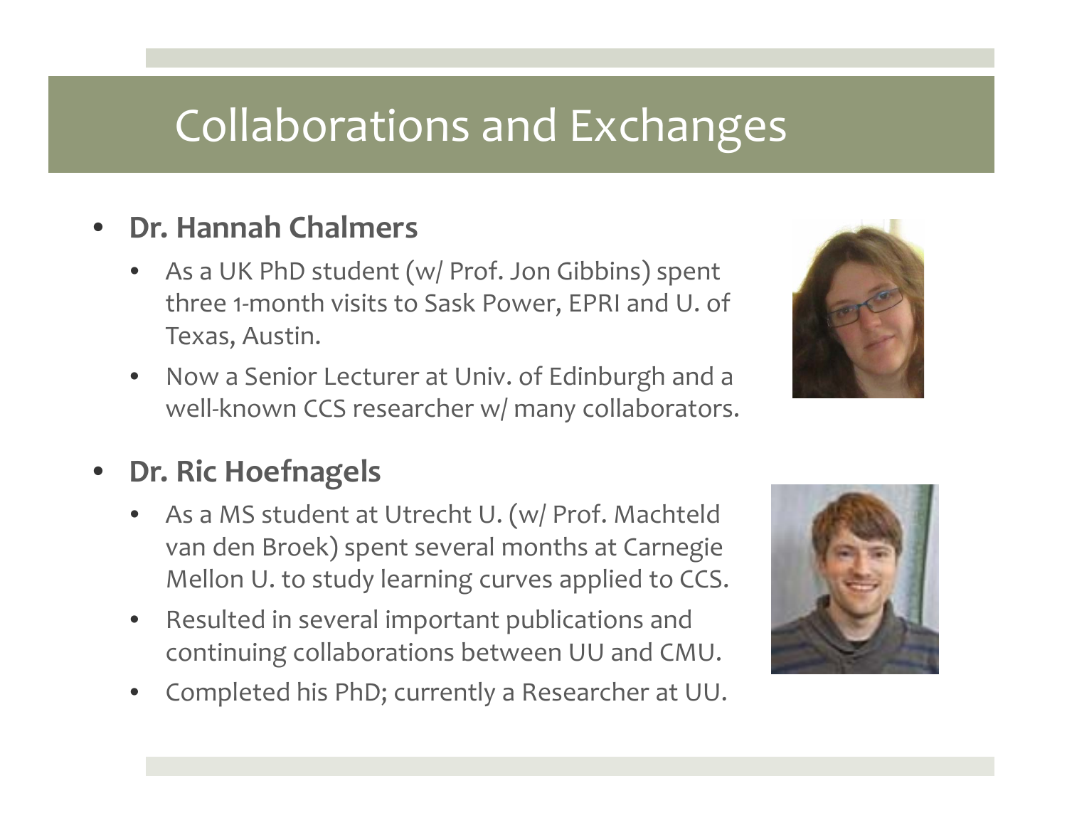# Collaborations and Exchanges

- **Dr. Hannah Chalmers**
  - As a UK PhD student (w/ Prof. Jon Gibbins) spent three 1-month visits to Sask Power, EPRI and U. of Texas, Austin.
  - Now a Senior Lecturer at Univ. of Edinburgh and a well-known CCS researcher w/ many collaborators.
- **Dr. Ric Hoefnagels**
  - As a MS student at Utrecht U. (w/ Prof. Machteld van den Broek) spent several months at Carnegie Mellon U. to study learning curves applied to CCS.
  - Resulted in several important publications and continuing collaborations between UU and CMU.
  - Completed his PhD; currently a Researcher at UU.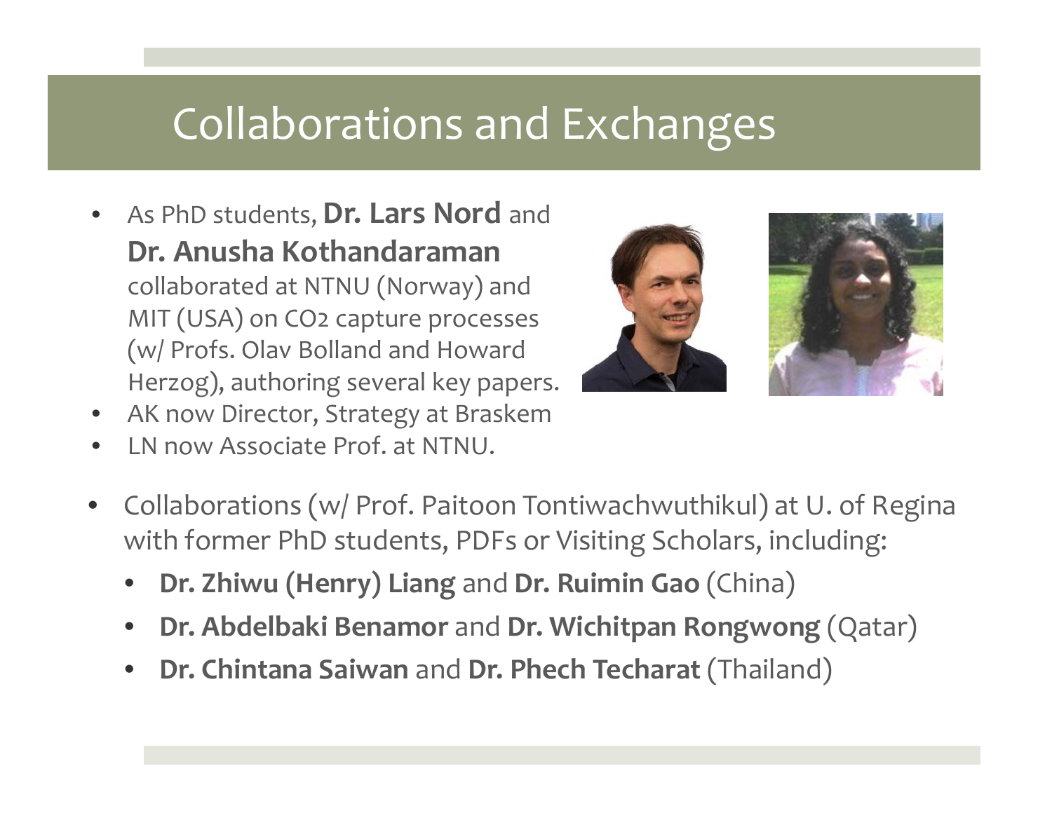# Collaborations and Exchanges

- As PhD students, **Dr. Lars Nord** and **Dr. Anusha Kothandaraman** collaborated at NTNU (Norway) and MIT (USA) on $CO_2$ capture processes (w/ Profs. Olav Bolland and Howard Herzog), authoring several key papers.
- AK now Director, Strategy at Braskem
- LN now Associate Prof. at NTNU.

- Collaborations (w/ Prof. Paitoon Tontiwachwuthikul) at U. of Regina with former PhD students, PDFs or Visiting Scholars, including:
  - **Dr. Zhiwu (Henry) Liang** and **Dr. Ruimin Gao** (China)
  - **Dr. Abdelbaki Benamor** and **Dr. Wichitpan Rongwong** (Qatar)
  - **Dr. Chintana Saiwan** and **Dr. Phech Techarat** (Thailand)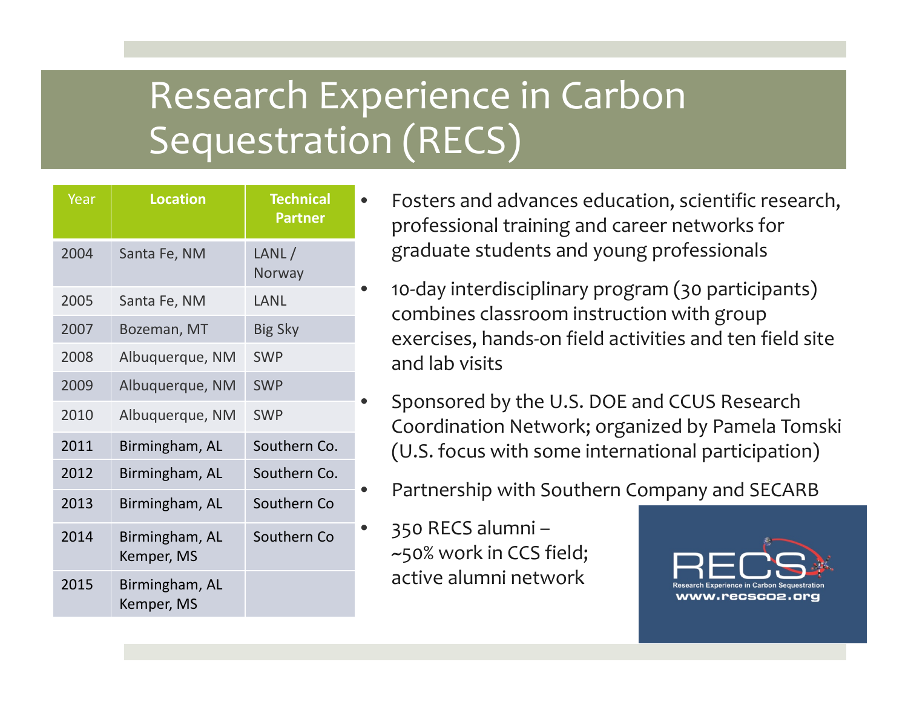# Research Experience in Carbon Sequestration (RECS)

| Year | Location | Technical Partner |
|---|---|---|
| 2004 | Santa Fe, NM | LANL / Norway |
| 2005 | Santa Fe, NM | LANL |
| 2007 | Bozeman, MT | Big Sky |
| 2008 | Albuquerque, NM | SWP |
| 2009 | Albuquerque, NM | SWP |
| 2010 | Albuquerque, NM | SWP |
| 2011 | Birmingham, AL | Southern Co. |
| 2012 | Birmingham, AL | Southern Co. |
| 2013 | Birmingham, AL | Southern Co |
| 2014 | Birmingham, AL Kemper, MS | Southern Co |
| 2015 | Birmingham, AL Kemper, MS | |

- Fosters and advances education, scientific research, professional training and career networks for graduate students and young professionals
- 10-day interdisciplinary program (30 participants) combines classroom instruction with group exercises, hands-on field activities and ten field site and lab visits
- Sponsored by the U.S. DOE and CCUS Research Coordination Network; organized by Pamela Tomski (U.S. focus with some international participation)
- Partnership with Southern Company and SECARB
- 350 RECS alumni – ~50% work in CCS field; active alumni network

RECS
Research Experience in Carbon Sequestration
www.recsco2.org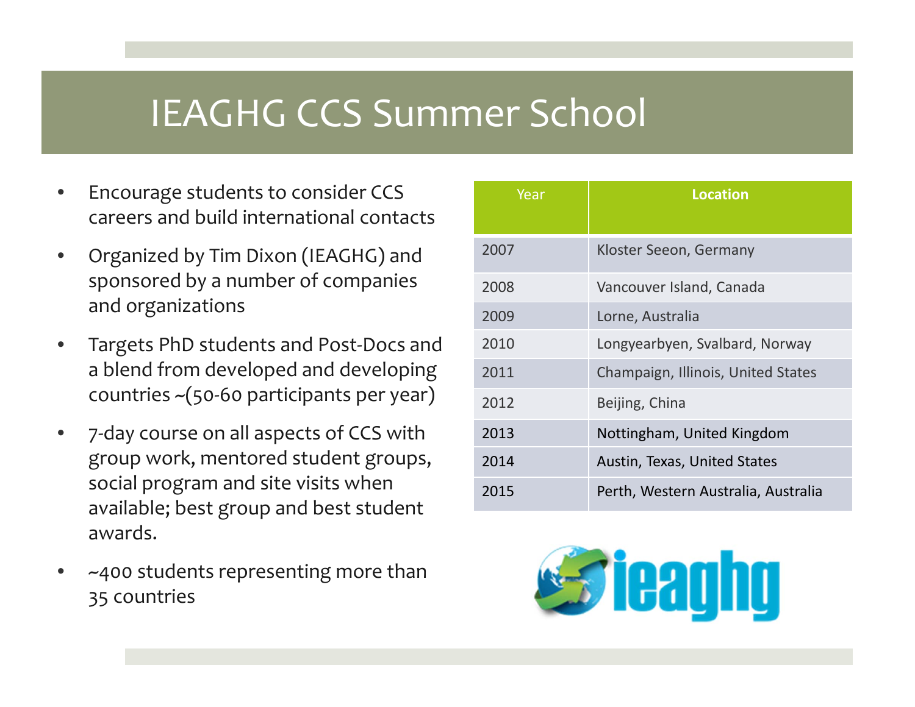# IEAGHG CCS Summer School

- Encourage students to consider CCS careers and build international contacts
- Organized by Tim Dixon (IEAGHG) and sponsored by a number of companies and organizations
- Targets PhD students and Post-Docs and a blend from developed and developing countries ~(50-60 participants per year)
- 7-day course on all aspects of CCS with group work, mentored student groups, social program and site visits when available; best group and best student awards.
- ~400 students representing more than 35 countries

| Year | **Location** |
|---|---|
| 2007 | Kloster Seeon, Germany |
| 2008 | Vancouver Island, Canada |
| 2009 | Lorne, Australia |
| 2010 | Longyearbyen, Svalbard, Norway |
| 2011 | Champaign, Illinois, United States |
| 2012 | Beijing, China |
| 2013 | Nottingham, United Kingdom |
| 2014 | Austin, Texas, United States |
| 2015 | Perth, Western Australia, Australia |

ieaghg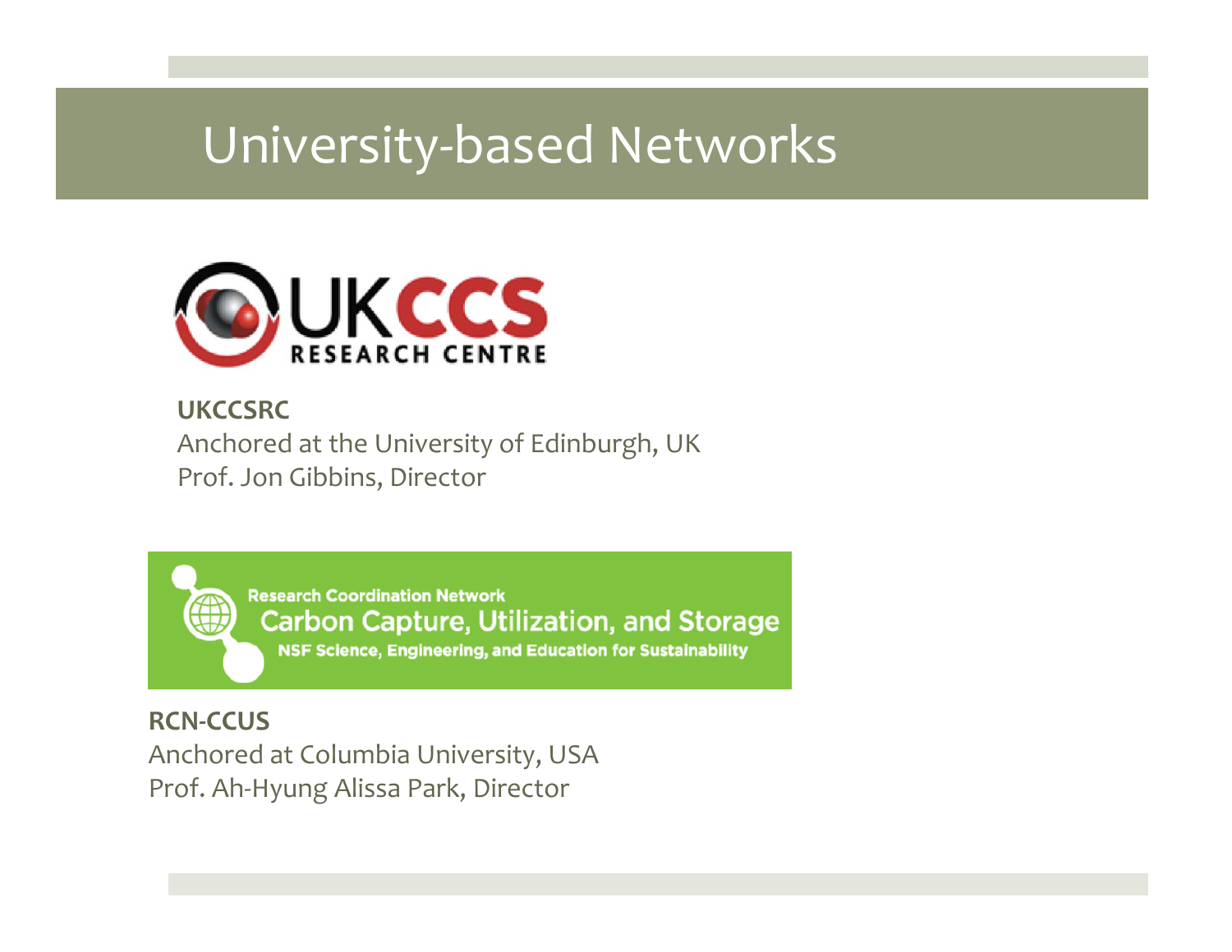# University-based Networks

UKCCS RESEARCH CENTRE

**UKCCSRC**
Anchored at the University of Edinburgh, UK
Prof. Jon Gibbins, Director

Research Coordination Network
Carbon Capture, Utilization, and Storage
NSF Science, Engineering, and Education for Sustainability

**RCN-CCUS**
Anchored at Columbia University, USA
Prof. Ah-Hyung Alissa Park, Director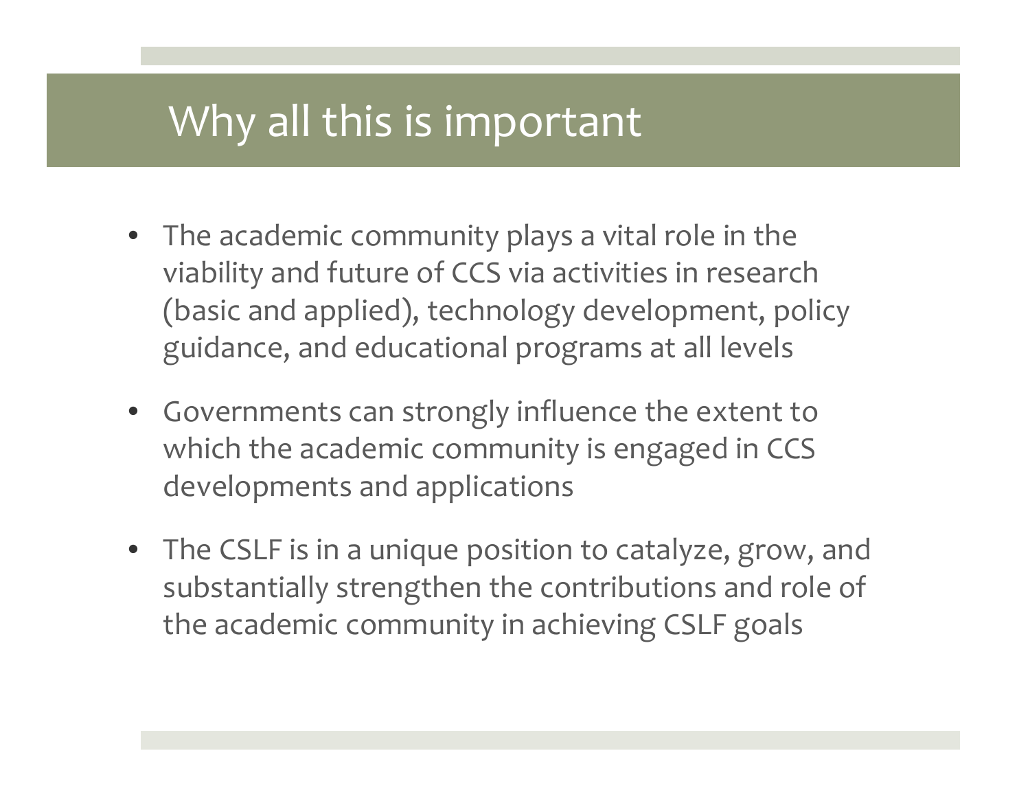# Why all this is important

- The academic community plays a vital role in the viability and future of CCS via activities in research (basic and applied), technology development, policy guidance, and educational programs at all levels
- Governments can strongly influence the extent to which the academic community is engaged in CCS developments and applications
- The CSLF is in a unique position to catalyze, grow, and substantially strengthen the contributions and role of the academic community in achieving CSLF goals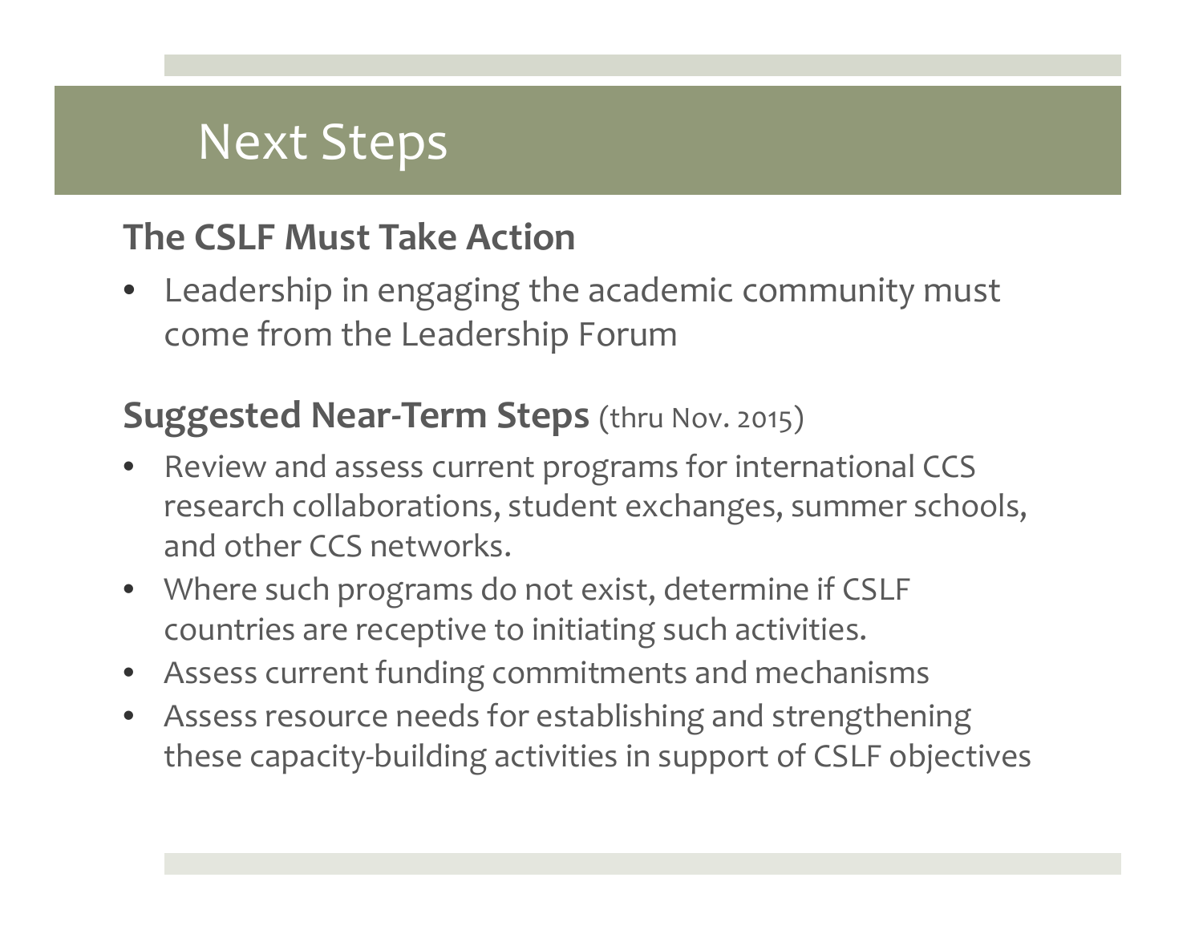# Next Steps

**The CSLF Must Take Action**

- Leadership in engaging the academic community must come from the Leadership Forum

**Suggested Near-Term Steps** (thru Nov. 2015)

- Review and assess current programs for international CCS research collaborations, student exchanges, summer schools, and other CCS networks.
- Where such programs do not exist, determine if CSLF countries are receptive to initiating such activities.
- Assess current funding commitments and mechanisms
- Assess resource needs for establishing and strengthening these capacity-building activities in support of CSLF objectives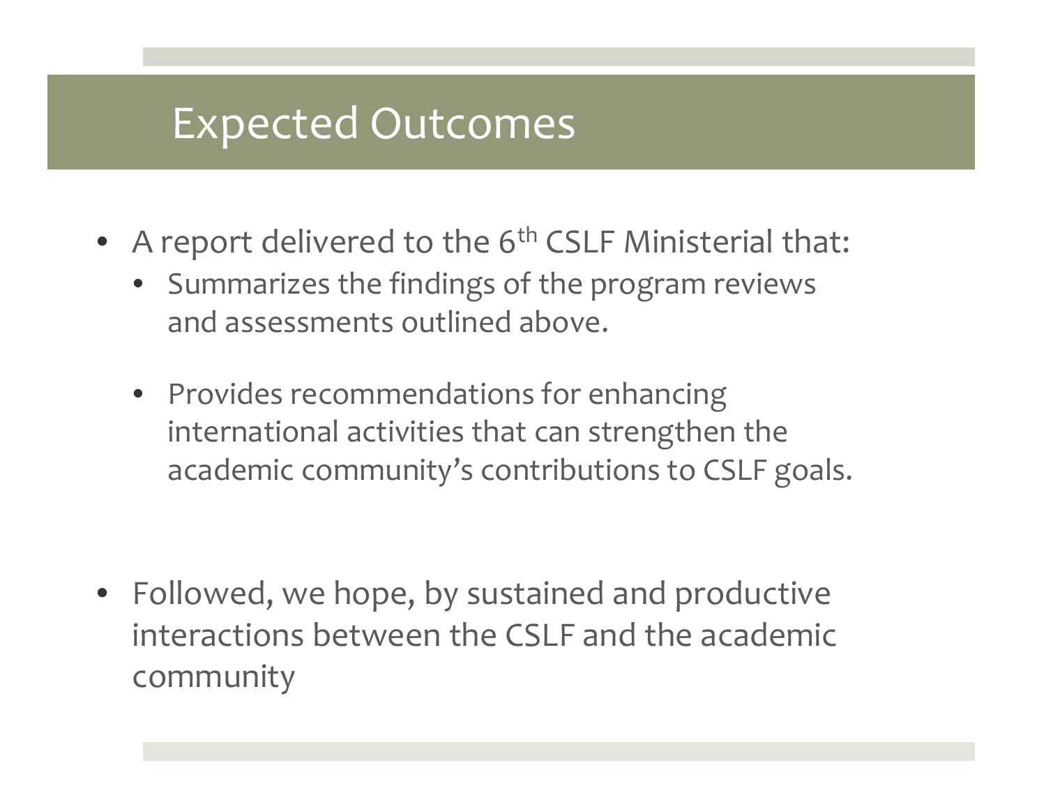# Expected Outcomes

- A report delivered to the 6th CSLF Ministerial that:
  - Summarizes the findings of the program reviews and assessments outlined above.
  - Provides recommendations for enhancing international activities that can strengthen the academic community's contributions to CSLF goals.
- Followed, we hope, by sustained and productive interactions between the CSLF and the academic community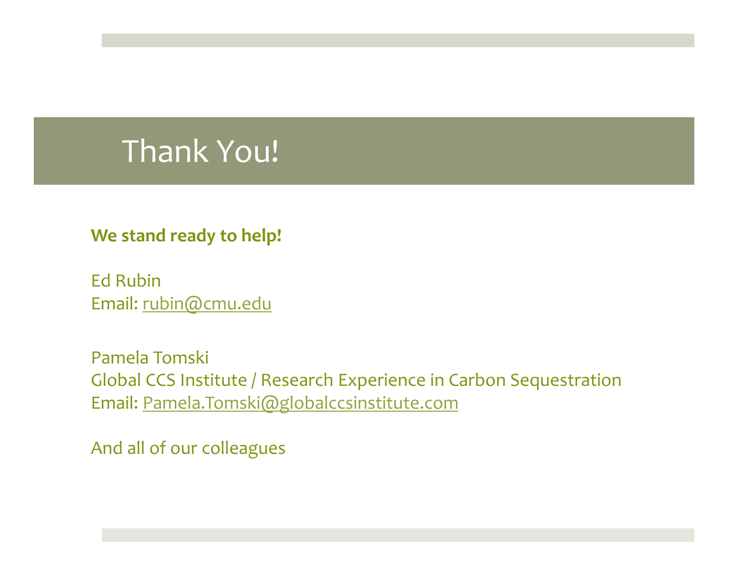# Thank You!

**We stand ready to help!**

Ed Rubin
Email: rubin@cmu.edu

Pamela Tomski
Global CCS Institute / Research Experience in Carbon Sequestration
Email: Pamela.Tomski@globalccsinstitute.com

And all of our colleagues